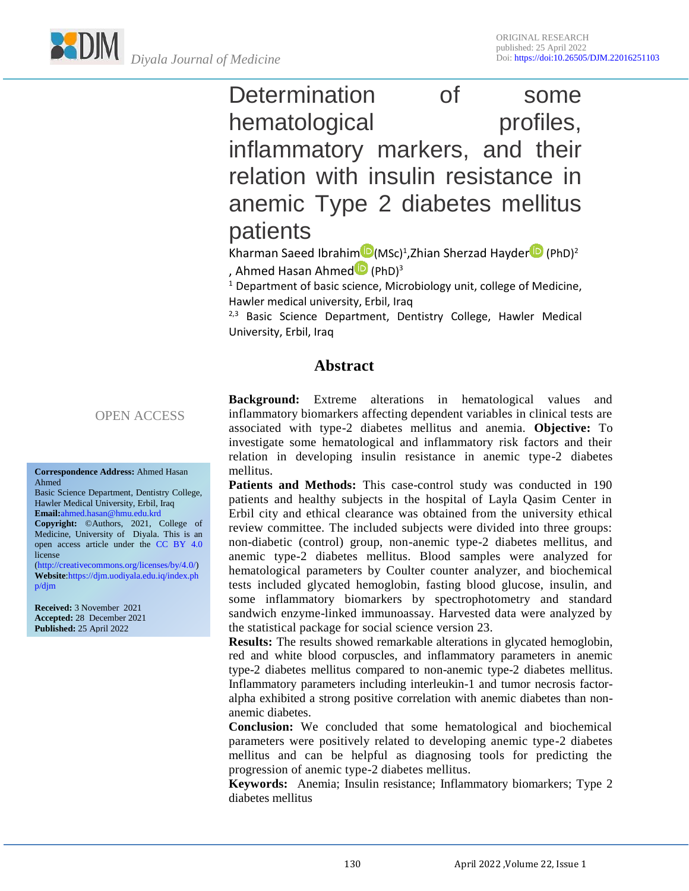ORIGINAL RESEARCH
published: 25 April 2022
Doi: https://doi:10.26505/DJM.22016251103

# Determination of some hematological profiles, inflammatory markers, and their relation with insulin resistance in anemic Type 2 diabetes mellitus patients

Kharman Saeed Ibrahim (MSc)[1], Zhian Sherzad Hayder (PhD)[2], Ahmed Hasan Ahmed (PhD)[3]

[1] Department of basic science, Microbiology unit, college of Medicine, Hawler medical university, Erbil, Iraq

[2,3] Basic Science Department, Dentistry College, Hawler Medical University, Erbil, Iraq

OPEN ACCESS

**Correspondence Address:** Ahmed Hasan Ahmed
Basic Science Department, Dentistry College, Hawler Medical University, Erbil, Iraq
**Email:** ahmed.hasan@hmu.edu.krd
**Copyright:** ©Authors, 2021, College of Medicine, University of Diyala. This is an open access article under the CC BY 4.0 license (http://creativecommons.org/licenses/by/4.0/)
**Website**: https://djm.uodiyala.edu.iq/index.php/djm

**Received:** 3 November 2021
**Accepted:** 28 December 2021
**Published:** 25 April 2022

## Abstract

**Background:** Extreme alterations in hematological values and inflammatory biomarkers affecting dependent variables in clinical tests are associated with type-2 diabetes mellitus and anemia. **Objective:** To investigate some hematological and inflammatory risk factors and their relation in developing insulin resistance in anemic type-2 diabetes mellitus.

**Patients and Methods:** This case-control study was conducted in 190 patients and healthy subjects in the hospital of Layla Qasim Center in Erbil city and ethical clearance was obtained from the university ethical review committee. The included subjects were divided into three groups: non-diabetic (control) group, non-anemic type-2 diabetes mellitus, and anemic type-2 diabetes mellitus. Blood samples were analyzed for hematological parameters by Coulter counter analyzer, and biochemical tests included glycated hemoglobin, fasting blood glucose, insulin, and some inflammatory biomarkers by spectrophotometry and standard sandwich enzyme-linked immunoassay. Harvested data were analyzed by the statistical package for social science version 23.

**Results:** The results showed remarkable alterations in glycated hemoglobin, red and white blood corpuscles, and inflammatory parameters in anemic type-2 diabetes mellitus compared to non-anemic type-2 diabetes mellitus. Inflammatory parameters including interleukin-1 and tumor necrosis factor-alpha exhibited a strong positive correlation with anemic diabetes than non-anemic diabetes.

**Conclusion:** We concluded that some hematological and biochemical parameters were positively related to developing anemic type-2 diabetes mellitus and can be helpful as diagnosing tools for predicting the progression of anemic type-2 diabetes mellitus.

**Keywords:** Anemia; Insulin resistance; Inflammatory biomarkers; Type 2 diabetes mellitus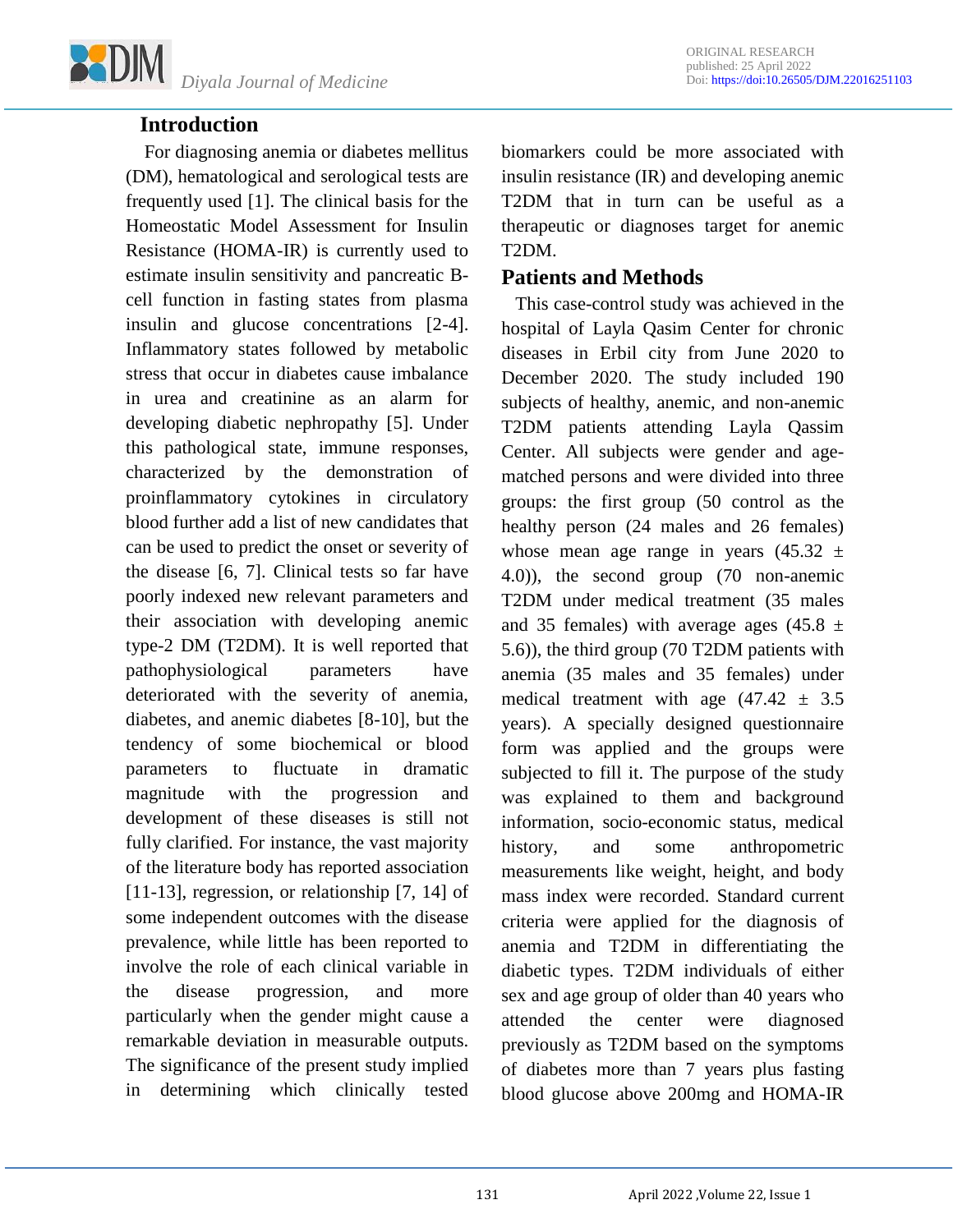## Introduction

For diagnosing anemia or diabetes mellitus (DM), hematological and serological tests are frequently used [1]. The clinical basis for the Homeostatic Model Assessment for Insulin Resistance (HOMA-IR) is currently used to estimate insulin sensitivity and pancreatic B-cell function in fasting states from plasma insulin and glucose concentrations [2-4]. Inflammatory states followed by metabolic stress that occur in diabetes cause imbalance in urea and creatinine as an alarm for developing diabetic nephropathy [5]. Under this pathological state, immune responses, characterized by the demonstration of proinflammatory cytokines in circulatory blood further add a list of new candidates that can be used to predict the onset or severity of the disease [6, 7]. Clinical tests so far have poorly indexed new relevant parameters and their association with developing anemic type-2 DM (T2DM). It is well reported that pathophysiological parameters have deteriorated with the severity of anemia, diabetes, and anemic diabetes [8-10], but the tendency of some biochemical or blood parameters to fluctuate in dramatic magnitude with the progression and development of these diseases is still not fully clarified. For instance, the vast majority of the literature body has reported association [11-13], regression, or relationship [7, 14] of some independent outcomes with the disease prevalence, while little has been reported to involve the role of each clinical variable in the disease progression, and more particularly when the gender might cause a remarkable deviation in measurable outputs. The significance of the present study implied in determining which clinically tested biomarkers could be more associated with insulin resistance (IR) and developing anemic T2DM that in turn can be useful as a therapeutic or diagnoses target for anemic T2DM.

## Patients and Methods

This case-control study was achieved in the hospital of Layla Qasim Center for chronic diseases in Erbil city from June 2020 to December 2020. The study included 190 subjects of healthy, anemic, and non-anemic T2DM patients attending Layla Qassim Center. All subjects were gender and age-matched persons and were divided into three groups: the first group (50 control as the healthy person (24 males and 26 females) whose mean age range in years (45.32 ± 4.0)), the second group (70 non-anemic T2DM under medical treatment (35 males and 35 females) with average ages (45.8 ± 5.6)), the third group (70 T2DM patients with anemia (35 males and 35 females) under medical treatment with age (47.42 ± 3.5 years). A specially designed questionnaire form was applied and the groups were subjected to fill it. The purpose of the study was explained to them and background information, socio-economic status, medical history, and some anthropometric measurements like weight, height, and body mass index were recorded. Standard current criteria were applied for the diagnosis of anemia and T2DM in differentiating the diabetic types. T2DM individuals of either sex and age group of older than 40 years who attended the center were diagnosed previously as T2DM based on the symptoms of diabetes more than 7 years plus fasting blood glucose above 200mg and HOMA-IR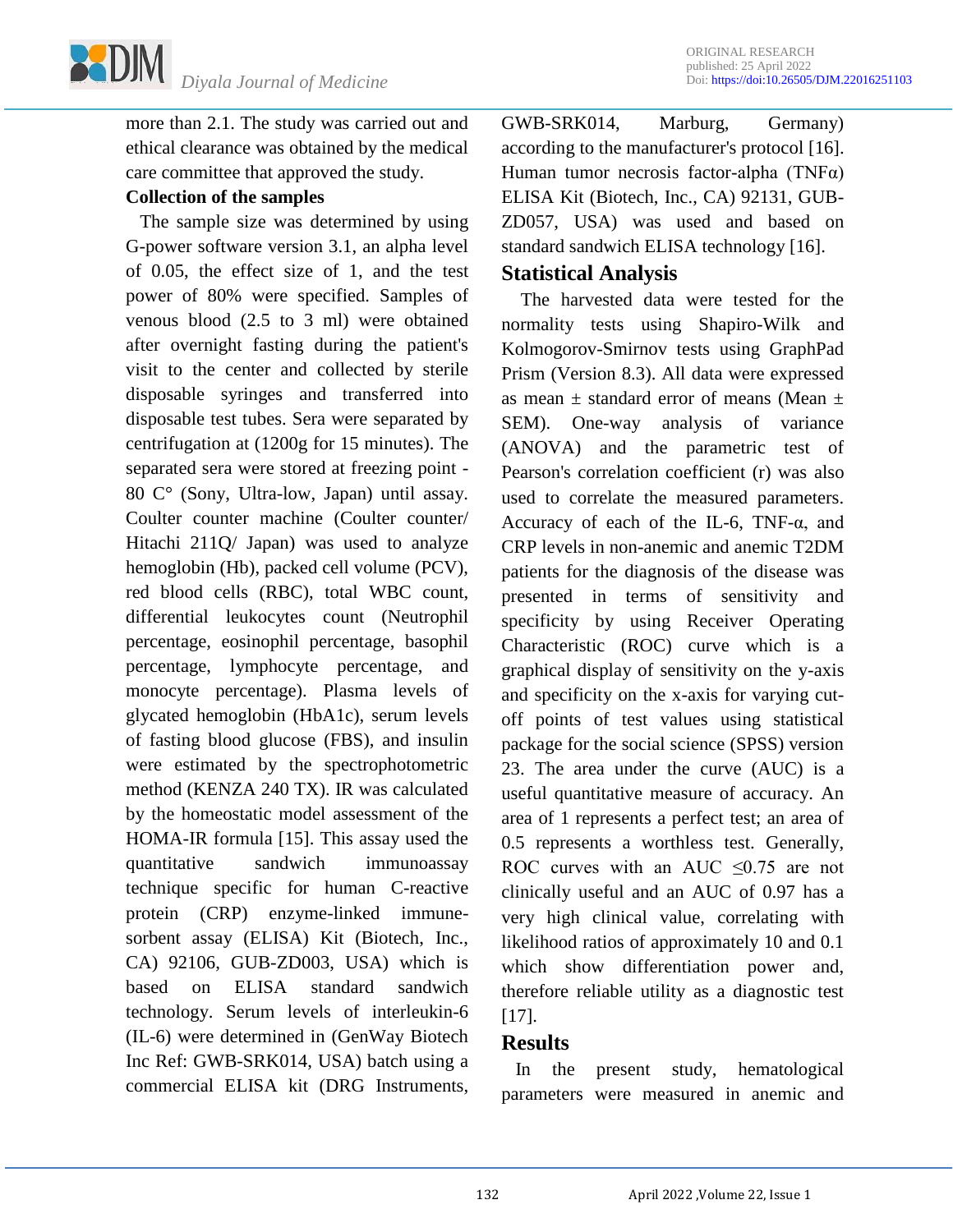more than 2.1. The study was carried out and ethical clearance was obtained by the medical care committee that approved the study.

**Collection of the samples**

The sample size was determined by using G-power software version 3.1, an alpha level of 0.05, the effect size of 1, and the test power of 80% were specified. Samples of venous blood (2.5 to 3 ml) were obtained after overnight fasting during the patient's visit to the center and collected by sterile disposable syringes and transferred into disposable test tubes. Sera were separated by centrifugation at (1200g for 15 minutes). The separated sera were stored at freezing point -80 C° (Sony, Ultra-low, Japan) until assay. Coulter counter machine (Coulter counter/ Hitachi 211Q/ Japan) was used to analyze hemoglobin (Hb), packed cell volume (PCV), red blood cells (RBC), total WBC count, differential leukocytes count (Neutrophil percentage, eosinophil percentage, basophil percentage, lymphocyte percentage, and monocyte percentage). Plasma levels of glycated hemoglobin (HbA1c), serum levels of fasting blood glucose (FBS), and insulin were estimated by the spectrophotometric method (KENZA 240 TX). IR was calculated by the homeostatic model assessment of the HOMA-IR formula [15]. This assay used the quantitative sandwich immunoassay technique specific for human C-reactive protein (CRP) enzyme-linked immune-sorbent assay (ELISA) Kit (Biotech, Inc., CA) 92106, GUB-ZD003, USA) which is based on ELISA standard sandwich technology. Serum levels of interleukin-6 (IL-6) were determined in (GenWay Biotech Inc Ref: GWB-SRK014, USA) batch using a commercial ELISA kit (DRG Instruments, GWB-SRK014, Marburg, Germany) according to the manufacturer's protocol [16]. Human tumor necrosis factor-alpha (TNFα) ELISA Kit (Biotech, Inc., CA) 92131, GUB-ZD057, USA) was used and based on standard sandwich ELISA technology [16].

## Statistical Analysis

The harvested data were tested for the normality tests using Shapiro-Wilk and Kolmogorov-Smirnov tests using GraphPad Prism (Version 8.3). All data were expressed as mean ± standard error of means (Mean ± SEM). One-way analysis of variance (ANOVA) and the parametric test of Pearson's correlation coefficient (r) was also used to correlate the measured parameters. Accuracy of each of the IL-6, TNF-α, and CRP levels in non-anemic and anemic T2DM patients for the diagnosis of the disease was presented in terms of sensitivity and specificity by using Receiver Operating Characteristic (ROC) curve which is a graphical display of sensitivity on the y-axis and specificity on the x-axis for varying cut-off points of test values using statistical package for the social science (SPSS) version 23. The area under the curve (AUC) is a useful quantitative measure of accuracy. An area of 1 represents a perfect test; an area of 0.5 represents a worthless test. Generally, ROC curves with an AUC ≤0.75 are not clinically useful and an AUC of 0.97 has a very high clinical value, correlating with likelihood ratios of approximately 10 and 0.1 which show differentiation power and, therefore reliable utility as a diagnostic test [17].

## Results

In the present study, hematological parameters were measured in anemic and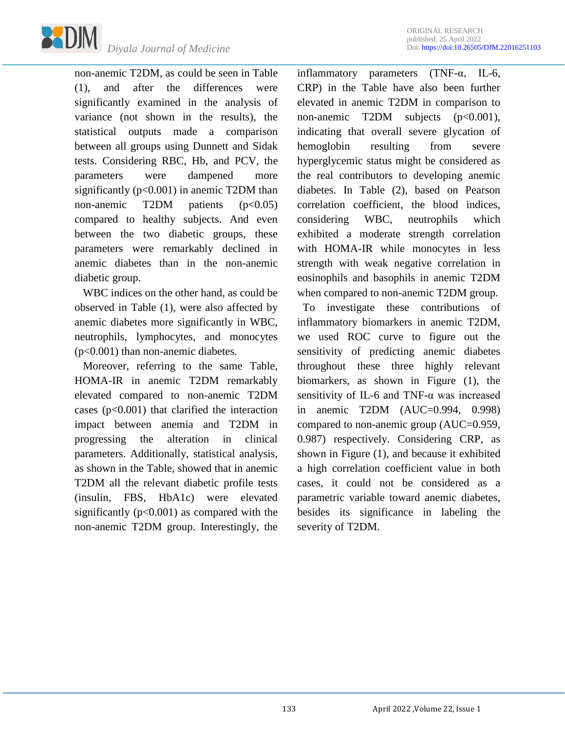non-anemic T2DM, as could be seen in Table (1), and after the differences were significantly examined in the analysis of variance (not shown in the results), the statistical outputs made a comparison between all groups using Dunnett and Sidak tests. Considering RBC, Hb, and PCV, the parameters were dampened more significantly ($p<0.001$) in anemic T2DM than non-anemic T2DM patients ($p<0.05$) compared to healthy subjects. And even between the two diabetic groups, these parameters were remarkably declined in anemic diabetes than in the non-anemic diabetic group.

WBC indices on the other hand, as could be observed in Table (1), were also affected by anemic diabetes more significantly in WBC, neutrophils, lymphocytes, and monocytes ($p<0.001$) than non-anemic diabetes.

Moreover, referring to the same Table, HOMA-IR in anemic T2DM remarkably elevated compared to non-anemic T2DM cases ($p<0.001$) that clarified the interaction impact between anemia and T2DM in progressing the alteration in clinical parameters. Additionally, statistical analysis, as shown in the Table, showed that in anemic T2DM all the relevant diabetic profile tests (insulin, FBS, HbA1c) were elevated significantly ($p<0.001$) as compared with the non-anemic T2DM group. Interestingly, the inflammatory parameters (TNF-α, IL-6, CRP) in the Table have also been further elevated in anemic T2DM in comparison to non-anemic T2DM subjects ($p<0.001$), indicating that overall severe glycation of hemoglobin resulting from severe hyperglycemic status might be considered as the real contributors to developing anemic diabetes. In Table (2), based on Pearson correlation coefficient, the blood indices, considering WBC, neutrophils which exhibited a moderate strength correlation with HOMA-IR while monocytes in less strength with weak negative correlation in eosinophils and basophils in anemic T2DM when compared to non-anemic T2DM group.

To investigate these contributions of inflammatory biomarkers in anemic T2DM, we used ROC curve to figure out the sensitivity of predicting anemic diabetes throughout these three highly relevant biomarkers, as shown in Figure (1), the sensitivity of IL-6 and TNF-α was increased in anemic T2DM (AUC=0.994, 0.998) compared to non-anemic group (AUC=0.959, 0.987) respectively. Considering CRP, as shown in Figure (1), and because it exhibited a high correlation coefficient value in both cases, it could not be considered as a parametric variable toward anemic diabetes, besides its significance in labeling the severity of T2DM.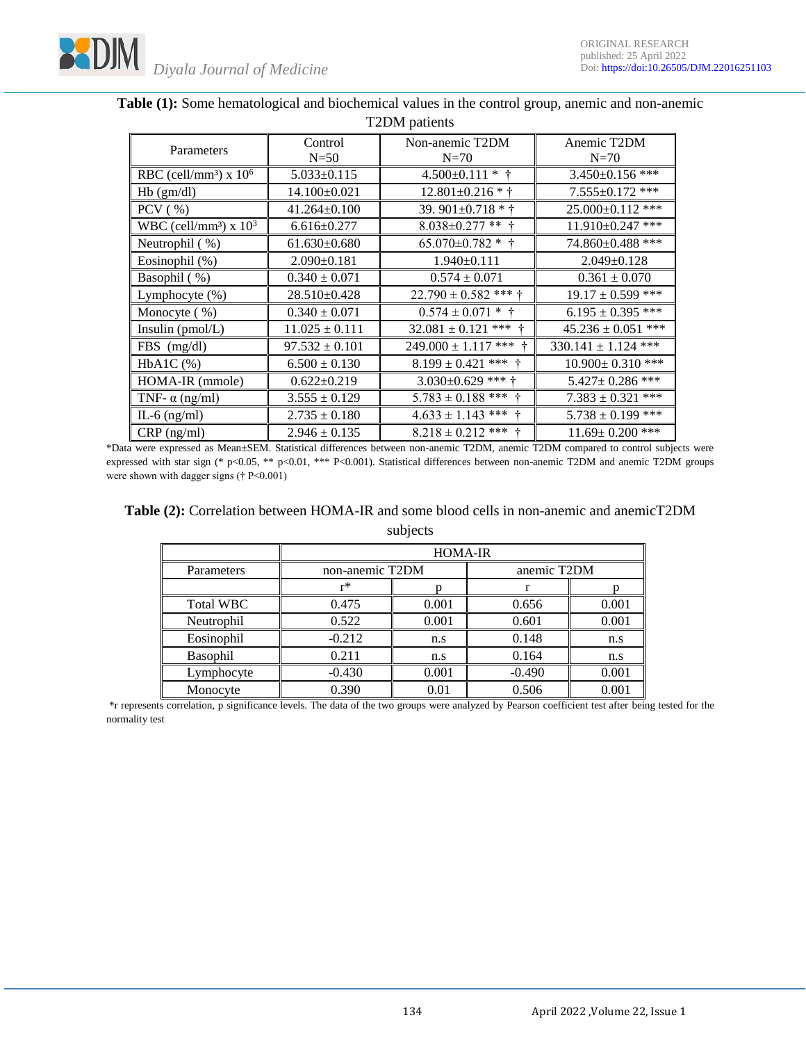**Table (1):** Some hematological and biochemical values in the control group, anemic and non-anemic T2DM patients

| Parameters | Control N=50 | Non-anemic T2DM N=70 | Anemic T2DM N=70 |
|---|---|---|---|
| RBC (cell/mm³) x $10^6$ | 5.033±0.115 | 4.500±0.111 * † | 3.450±0.156 *** |
| Hb (gm/dl) | 14.100±0.021 | 12.801±0.216 * † | 7.555±0.172 *** |
| PCV ( %) | 41.264±0.100 | 39. 901±0.718 * † | 25.000±0.112 *** |
| WBC (cell/mm³) x $10^3$ | 6.616±0.277 | 8.038±0.277 ** † | 11.910±0.247 *** |
| Neutrophil ( %) | 61.630±0.680 | 65.070±0.782 * † | 74.860±0.488 *** |
| Eosinophil (%) | 2.090±0.181 | 1.940±0.111 | 2.049±0.128 |
| Basophil ( %) | 0.340 ± 0.071 | 0.574 ± 0.071 | 0.361 ± 0.070 |
| Lymphocyte (%) | 28.510±0.428 | 22.790 ± 0.582 *** † | 19.17 ± 0.599 *** |
| Monocyte ( %) | 0.340 ± 0.071 | 0.574 ± 0.071 * † | 6.195 ± 0.395 *** |
| Insulin (pmol/L) | 11.025 ± 0.111 | 32.081 ± 0.121 *** † | 45.236 ± 0.051 *** |
| FBS (mg/dl) | 97.532 ± 0.101 | 249.000 ± 1.117 *** † | 330.141 ± 1.124 *** |
| HbA1C (%) | 6.500 ± 0.130 | 8.199 ± 0.421 *** † | 10.900± 0.310 *** |
| HOMA-IR (mmole) | 0.622±0.219 | 3.030±0.629 *** † | 5.427± 0.286 *** |
| TNF- α (ng/ml) | 3.555 ± 0.129 | 5.783 ± 0.188 *** † | 7.383 ± 0.321 *** |
| IL-6 (ng/ml) | 2.735 ± 0.180 | 4.633 ± 1.143 *** † | 5.738 ± 0.199 *** |
| CRP (ng/ml) | 2.946 ± 0.135 | 8.218 ± 0.212 *** † | 11.69± 0.200 *** |

*Data were expressed as Mean±SEM. Statistical differences between non-anemic T2DM, anemic T2DM compared to control subjects were expressed with star sign (* p<0.05, ** p<0.01, *** P<0.001). Statistical differences between non-anemic T2DM and anemic T2DM groups were shown with dagger signs († P<0.001)

**Table (2):** Correlation between HOMA-IR and some blood cells in non-anemic and anemicT2DM subjects

| | HOMA-IR | | | |
|---|---|---|---|---|
| Parameters | non-anemic T2DM | | anemic T2DM | |
| | r* | p | r | p |
| Total WBC | 0.475 | 0.001 | 0.656 | 0.001 |
| Neutrophil | 0.522 | 0.001 | 0.601 | 0.001 |
| Eosinophil | -0.212 | n.s | 0.148 | n.s |
| Basophil | 0.211 | n.s | 0.164 | n.s |
| Lymphocyte | -0.430 | 0.001 | -0.490 | 0.001 |
| Monocyte | 0.390 | 0.01 | 0.506 | 0.001 |

*r represents correlation, p significance levels. The data of the two groups were analyzed by Pearson coefficient test after being tested for the normality test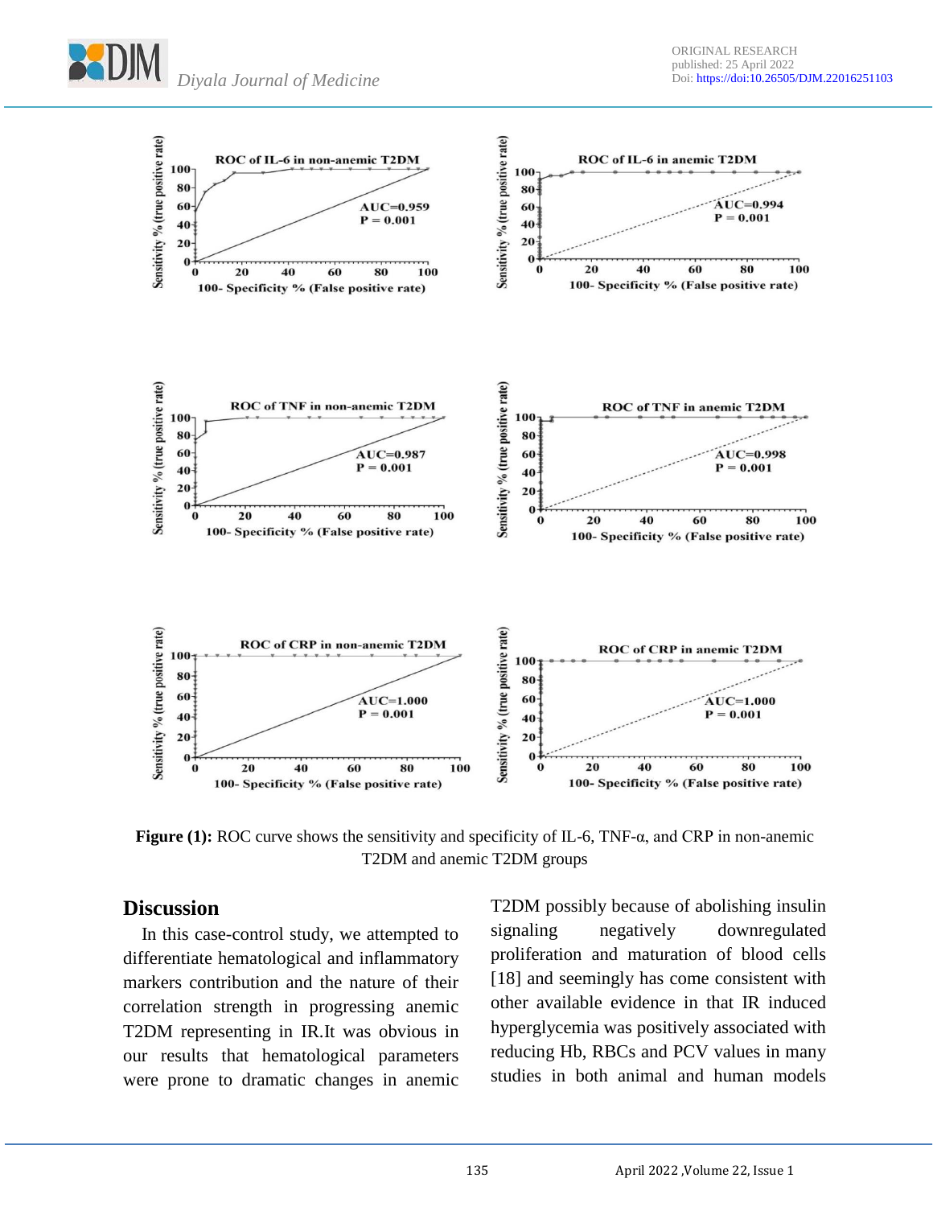**Figure (1):** ROC curve shows the sensitivity and specificity of IL-6, TNF-α, and CRP in non-anemic T2DM and anemic T2DM groups

## Discussion

In this case-control study, we attempted to differentiate hematological and inflammatory markers contribution and the nature of their correlation strength in progressing anemic T2DM representing in IR.It was obvious in our results that hematological parameters were prone to dramatic changes in anemic T2DM possibly because of abolishing insulin signaling negatively downregulated proliferation and maturation of blood cells [18] and seemingly has come consistent with other available evidence in that IR induced hyperglycemia was positively associated with reducing Hb, RBCs and PCV values in many studies in both animal and human models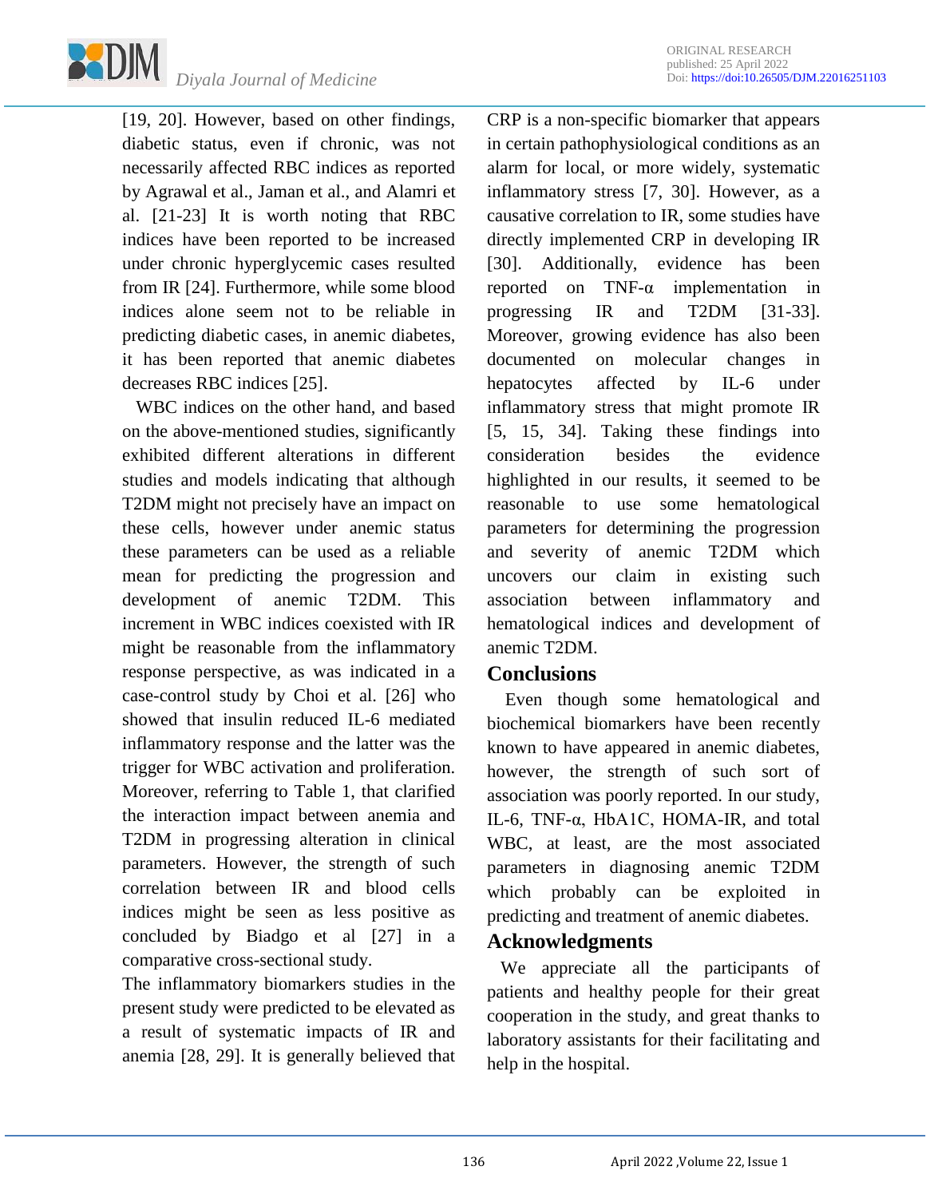[19, 20]. However, based on other findings, diabetic status, even if chronic, was not necessarily affected RBC indices as reported by Agrawal et al., Jaman et al., and Alamri et al. [21-23] It is worth noting that RBC indices have been reported to be increased under chronic hyperglycemic cases resulted from IR [24]. Furthermore, while some blood indices alone seem not to be reliable in predicting diabetic cases, in anemic diabetes, it has been reported that anemic diabetes decreases RBC indices [25].

WBC indices on the other hand, and based on the above-mentioned studies, significantly exhibited different alterations in different studies and models indicating that although T2DM might not precisely have an impact on these cells, however under anemic status these parameters can be used as a reliable mean for predicting the progression and development of anemic T2DM. This increment in WBC indices coexisted with IR might be reasonable from the inflammatory response perspective, as was indicated in a case-control study by Choi et al. [26] who showed that insulin reduced IL-6 mediated inflammatory response and the latter was the trigger for WBC activation and proliferation. Moreover, referring to Table 1, that clarified the interaction impact between anemia and T2DM in progressing alteration in clinical parameters. However, the strength of such correlation between IR and blood cells indices might be seen as less positive as concluded by Biadgo et al [27] in a comparative cross-sectional study.

The inflammatory biomarkers studies in the present study were predicted to be elevated as a result of systematic impacts of IR and anemia [28, 29]. It is generally believed that CRP is a non-specific biomarker that appears in certain pathophysiological conditions as an alarm for local, or more widely, systematic inflammatory stress [7, 30]. However, as a causative correlation to IR, some studies have directly implemented CRP in developing IR [30]. Additionally, evidence has been reported on TNF-α implementation in progressing IR and T2DM [31-33]. Moreover, growing evidence has also been documented on molecular changes in hepatocytes affected by IL-6 under inflammatory stress that might promote IR [5, 15, 34]. Taking these findings into consideration besides the evidence highlighted in our results, it seemed to be reasonable to use some hematological parameters for determining the progression and severity of anemic T2DM which uncovers our claim in existing such association between inflammatory and hematological indices and development of anemic T2DM.

## Conclusions

Even though some hematological and biochemical biomarkers have been recently known to have appeared in anemic diabetes, however, the strength of such sort of association was poorly reported. In our study, IL-6, TNF-α, HbA1C, HOMA-IR, and total WBC, at least, are the most associated parameters in diagnosing anemic T2DM which probably can be exploited in predicting and treatment of anemic diabetes.

## Acknowledgments

We appreciate all the participants of patients and healthy people for their great cooperation in the study, and great thanks to laboratory assistants for their facilitating and help in the hospital.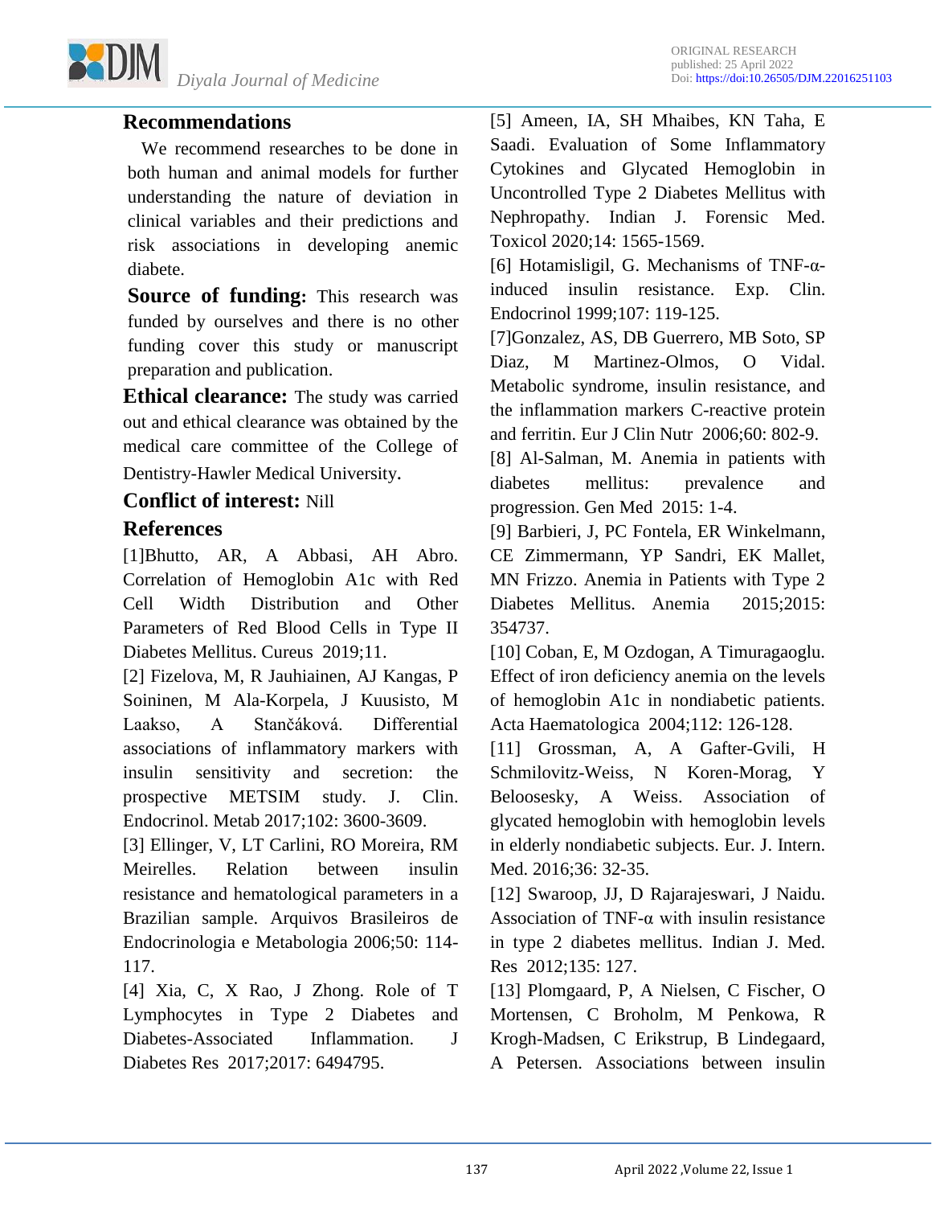## Recommendations

We recommend researches to be done in both human and animal models for further understanding the nature of deviation in clinical variables and their predictions and risk associations in developing anemic diabete.

**Source of funding:** This research was funded by ourselves and there is no other funding cover this study or manuscript preparation and publication.

**Ethical clearance:** The study was carried out and ethical clearance was obtained by the medical care committee of the College of Dentistry-Hawler Medical University.

**Conflict of interest:** Nill

## References

[1]Bhutto, AR, A Abbasi, AH Abro. Correlation of Hemoglobin A1c with Red Cell Width Distribution and Other Parameters of Red Blood Cells in Type II Diabetes Mellitus. Cureus 2019;11.

[2] Fizelova, M, R Jauhiainen, AJ Kangas, P Soininen, M Ala-Korpela, J Kuusisto, M Laakso, A Stančáková. Differential associations of inflammatory markers with insulin sensitivity and secretion: the prospective METSIM study. J. Clin. Endocrinol. Metab 2017;102: 3600-3609.

[3] Ellinger, V, LT Carlini, RO Moreira, RM Meirelles. Relation between insulin resistance and hematological parameters in a Brazilian sample. Arquivos Brasileiros de Endocrinologia e Metabologia 2006;50: 114-117.

[4] Xia, C, X Rao, J Zhong. Role of T Lymphocytes in Type 2 Diabetes and Diabetes-Associated Inflammation. J Diabetes Res 2017;2017: 6494795.

[5] Ameen, IA, SH Mhaibes, KN Taha, E Saadi. Evaluation of Some Inflammatory Cytokines and Glycated Hemoglobin in Uncontrolled Type 2 Diabetes Mellitus with Nephropathy. Indian J. Forensic Med. Toxicol 2020;14: 1565-1569.

[6] Hotamisligil, G. Mechanisms of TNF-α-induced insulin resistance. Exp. Clin. Endocrinol 1999;107: 119-125.

[7]Gonzalez, AS, DB Guerrero, MB Soto, SP Diaz, M Martinez-Olmos, O Vidal. Metabolic syndrome, insulin resistance, and the inflammation markers C-reactive protein and ferritin. Eur J Clin Nutr 2006;60: 802-9.

[8] Al-Salman, M. Anemia in patients with diabetes mellitus: prevalence and progression. Gen Med 2015: 1-4.

[9] Barbieri, J, PC Fontela, ER Winkelmann, CE Zimmermann, YP Sandri, EK Mallet, MN Frizzo. Anemia in Patients with Type 2 Diabetes Mellitus. Anemia 2015;2015: 354737.

[10] Coban, E, M Ozdogan, A Timuragaoglu. Effect of iron deficiency anemia on the levels of hemoglobin A1c in nondiabetic patients. Acta Haematologica 2004;112: 126-128.

[11] Grossman, A, A Gafter-Gvili, H Schmilovitz-Weiss, N Koren-Morag, Y Beloosesky, A Weiss. Association of glycated hemoglobin with hemoglobin levels in elderly nondiabetic subjects. Eur. J. Intern. Med. 2016;36: 32-35.

[12] Swaroop, JJ, D Rajarajeswari, J Naidu. Association of TNF-α with insulin resistance in type 2 diabetes mellitus. Indian J. Med. Res 2012;135: 127.

[13] Plomgaard, P, A Nielsen, C Fischer, O Mortensen, C Broholm, M Penkowa, R Krogh-Madsen, C Erikstrup, B Lindegaard, A Petersen. Associations between insulin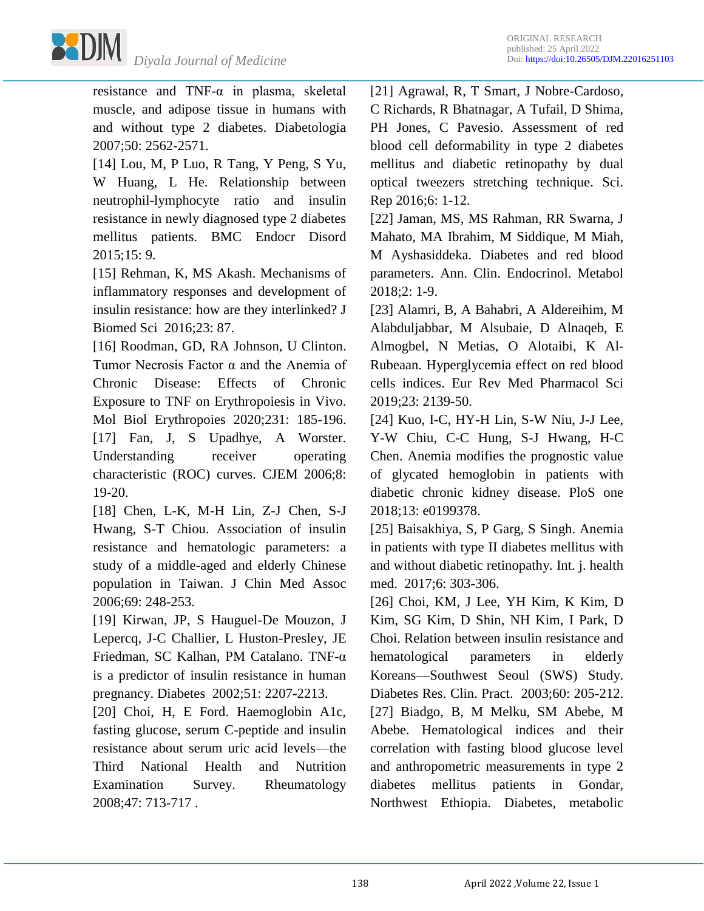resistance and TNF-α in plasma, skeletal muscle, and adipose tissue in humans with and without type 2 diabetes. Diabetologia 2007;50: 2562-2571.

[14] Lou, M, P Luo, R Tang, Y Peng, S Yu, W Huang, L He. Relationship between neutrophil-lymphocyte ratio and insulin resistance in newly diagnosed type 2 diabetes mellitus patients. BMC Endocr Disord 2015;15: 9.

[15] Rehman, K, MS Akash. Mechanisms of inflammatory responses and development of insulin resistance: how are they interlinked? J Biomed Sci 2016;23: 87.

[16] Roodman, GD, RA Johnson, U Clinton. Tumor Necrosis Factor α and the Anemia of Chronic Disease: Effects of Chronic Exposure to TNF on Erythropoiesis in Vivo. Mol Biol Erythropoies 2020;231: 185-196.

[17] Fan, J, S Upadhye, A Worster. Understanding receiver operating characteristic (ROC) curves. CJEM 2006;8: 19-20.

[18] Chen, L-K, M-H Lin, Z-J Chen, S-J Hwang, S-T Chiou. Association of insulin resistance and hematologic parameters: a study of a middle-aged and elderly Chinese population in Taiwan. J Chin Med Assoc 2006;69: 248-253.

[19] Kirwan, JP, S Hauguel-De Mouzon, J Lepercq, J-C Challier, L Huston-Presley, JE Friedman, SC Kalhan, PM Catalano. TNF-α is a predictor of insulin resistance in human pregnancy. Diabetes 2002;51: 2207-2213.

[20] Choi, H, E Ford. Haemoglobin A1c, fasting glucose, serum C-peptide and insulin resistance about serum uric acid levels—the Third National Health and Nutrition Examination Survey. Rheumatology 2008;47: 713-717 .

[21] Agrawal, R, T Smart, J Nobre-Cardoso, C Richards, R Bhatnagar, A Tufail, D Shima, PH Jones, C Pavesio. Assessment of red blood cell deformability in type 2 diabetes mellitus and diabetic retinopathy by dual optical tweezers stretching technique. Sci. Rep 2016;6: 1-12.

[22] Jaman, MS, MS Rahman, RR Swarna, J Mahato, MA Ibrahim, M Siddique, M Miah, M Ayshasiddeka. Diabetes and red blood parameters. Ann. Clin. Endocrinol. Metabol 2018;2: 1-9.

[23] Alamri, B, A Bahabri, A Aldereihim, M Alabduljabbar, M Alsubaie, D Alnaqeb, E Almogbel, N Metias, O Alotaibi, K Al-Rubeaan. Hyperglycemia effect on red blood cells indices. Eur Rev Med Pharmacol Sci 2019;23: 2139-50.

[24] Kuo, I-C, HY-H Lin, S-W Niu, J-J Lee, Y-W Chiu, C-C Hung, S-J Hwang, H-C Chen. Anemia modifies the prognostic value of glycated hemoglobin in patients with diabetic chronic kidney disease. PloS one 2018;13: e0199378.

[25] Baisakhiya, S, P Garg, S Singh. Anemia in patients with type II diabetes mellitus with and without diabetic retinopathy. Int. j. health med. 2017;6: 303-306.

[26] Choi, KM, J Lee, YH Kim, K Kim, D Kim, SG Kim, D Shin, NH Kim, I Park, D Choi. Relation between insulin resistance and hematological parameters in elderly Koreans—Southwest Seoul (SWS) Study. Diabetes Res. Clin. Pract. 2003;60: 205-212.

[27] Biadgo, B, M Melku, SM Abebe, M Abebe. Hematological indices and their correlation with fasting blood glucose level and anthropometric measurements in type 2 diabetes mellitus patients in Gondar, Northwest Ethiopia. Diabetes, metabolic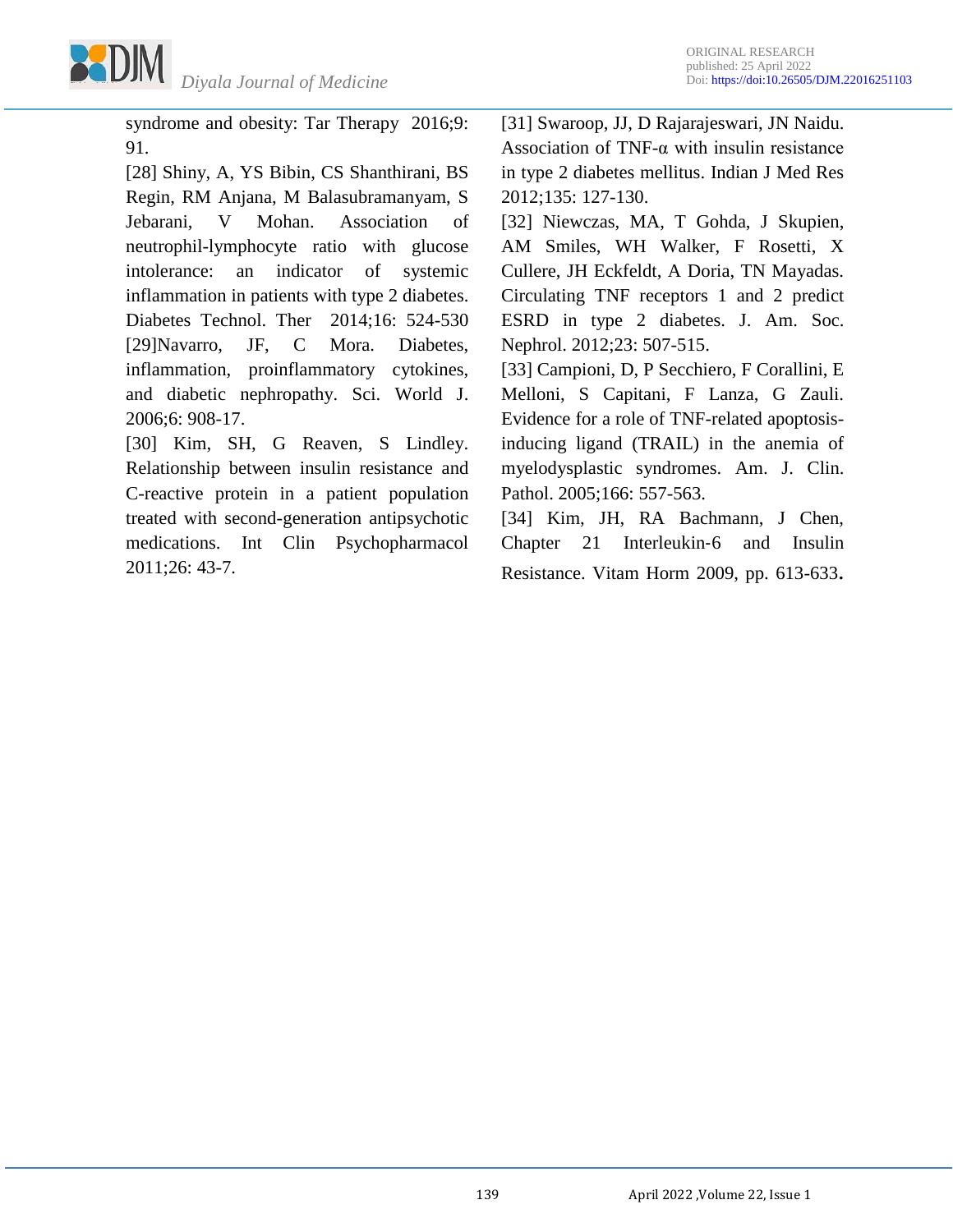syndrome and obesity: Tar Therapy 2016;9: 91.

[28] Shiny, A, YS Bibin, CS Shanthirani, BS Regin, RM Anjana, M Balasubramanyam, S Jebarani, V Mohan. Association of neutrophil-lymphocyte ratio with glucose intolerance: an indicator of systemic inflammation in patients with type 2 diabetes. Diabetes Technol. Ther 2014;16: 524-530

[29]Navarro, JF, C Mora. Diabetes, inflammation, proinflammatory cytokines, and diabetic nephropathy. Sci. World J. 2006;6: 908-17.

[30] Kim, SH, G Reaven, S Lindley. Relationship between insulin resistance and C-reactive protein in a patient population treated with second-generation antipsychotic medications. Int Clin Psychopharmacol 2011;26: 43-7.

[31] Swaroop, JJ, D Rajarajeswari, JN Naidu. Association of TNF-α with insulin resistance in type 2 diabetes mellitus. Indian J Med Res 2012;135: 127-130.

[32] Niewczas, MA, T Gohda, J Skupien, AM Smiles, WH Walker, F Rosetti, X Cullere, JH Eckfeldt, A Doria, TN Mayadas. Circulating TNF receptors 1 and 2 predict ESRD in type 2 diabetes. J. Am. Soc. Nephrol. 2012;23: 507-515.

[33] Campioni, D, P Secchiero, F Corallini, E Melloni, S Capitani, F Lanza, G Zauli. Evidence for a role of TNF-related apoptosis-inducing ligand (TRAIL) in the anemia of myelodysplastic syndromes. Am. J. Clin. Pathol. 2005;166: 557-563.

[34] Kim, JH, RA Bachmann, J Chen, Chapter 21 Interleukin-6 and Insulin Resistance. Vitam Horm 2009, pp. 613-633.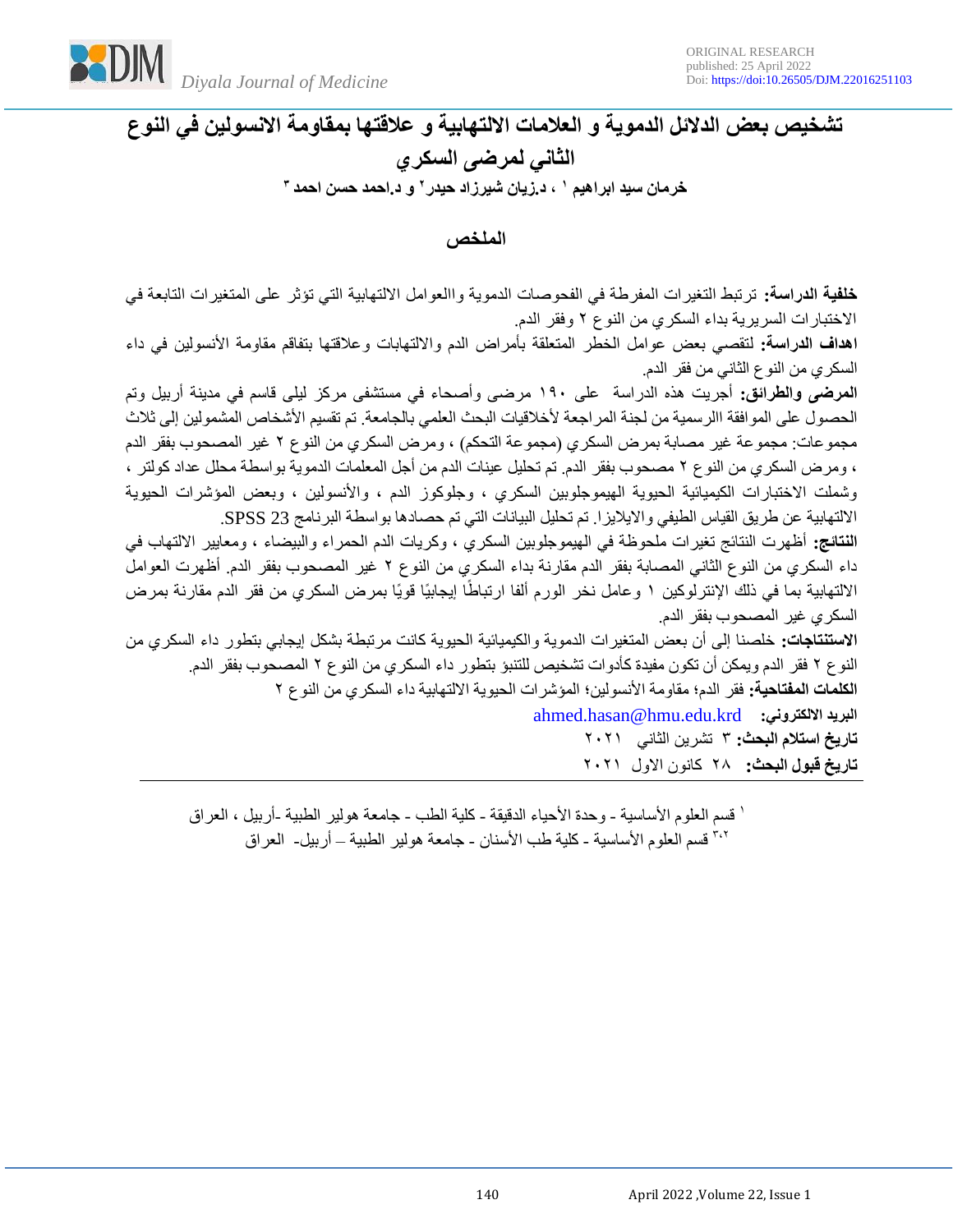# تشخيص بعض الدلائل الدموية و العلامات الالتهابية و علاقتها بمقاومة الانسولين في النوع الثاني لمرضى السكري

**خرمان سيد ابراهيم [١] ، د.زيان شيرزاد حيدر [٢] و د.احمد حسن احمد [٣]**

## الملخص

**خلفية الدراسة:** ترتبط التغيرات المفرطة في الفحوصات الدموية واالعوامل الالتهابية التي تؤثر على المتغيرات التابعة في الاختبارات السريرية بداء السكري من النوع ٢ وفقر الدم.

**اهداف الدراسة:** لتقصي بعض عوامل الخطر المتعلقة بأمراض الدم والالتهابات وعلاقتها بتفاقم مقاومة الأنسولين في داء السكري من النوع الثاني من فقر الدم.

**المرضى والطرائق:** أجريت هذه الدراسة على ١٩٠ مرضى وأصحاء في مستشفى مركز ليلى قاسم في مدينة أربيل وتم الحصول على الموافقة االرسمية من لجنة المراجعة لأخلاقيات البحث العلمي بالجامعة. تم تقسيم الأشخاص المشمولين إلى ثلاث مجموعات: مجموعة غير مصابة بمرض السكري (مجموعة التحكم) ، ومرض السكري من النوع ٢ غير المصحوب بفقر الدم ، ومرض السكري من النوع ٢ مصحوب بفقر الدم. تم تحليل عينات الدم من أجل المعلمات الدموية بواسطة محلل عداد كولتر ، وشملت الاختبارات الكيميائية الحيوية الهيموجلوبين السكري ، وجلوكوز الدم ، والأنسولين ، وبعض المؤشرات الحيوية الالتهابية عن طريق القياس الطيفي والايلايزا. تم تحليل البيانات التي تم حصادها بواسطة البرنامج SPSS 23.

**النتائج:** أظهرت النتائج تغيرات ملحوظة في الهيموجلوبين السكري ، وكريات الدم الحمراء والبيضاء ، ومعايير الالتهاب في داء السكري من النوع الثاني المصابة بفقر الدم مقارنة بداء السكري من النوع ٢ غير المصحوب بفقر الدم. أظهرت العوامل الالتهابية بما في ذلك الإنترلوكين ١ وعامل نخر الورم ألفا ارتباطًا إيجابيًا قويًا بمرض السكري من فقر الدم مقارنة بمرض السكري غير المصحوب بفقر الدم.

**الاستنتاجات:** خلصنا إلى أن بعض المتغيرات الدموية والكيميائية الحيوية كانت مرتبطة بشكل إيجابي بتطور داء السكري من النوع ٢ فقر الدم ويمكن أن تكون مفيدة كأدوات تشخيص للتنبؤ بتطور داء السكري من النوع ٢ المصحوب بفقر الدم.

**الكلمات المفتاحية:** فقر الدم؛ مقاومة الأنسولين؛ المؤشرات الحيوية الالتهابية داء السكري من النوع ٢

**البريد الالكتروني:** ahmed.hasan@hmu.edu.krd

**تاريخ استلام البحث:** ٣ تشرين الثاني ٢٠٢١

**تاريخ قبول البحث:** ٢٨ كانون الاول ٢٠٢١

---

[١] قسم العلوم الأساسية - وحدة الأحياء الدقيقة - كلية الطب - جامعة هولير الطبية -أربيل ، العراق

[٢،٣] قسم العلوم الأساسية - كلية طب الأسنان - جامعة هولير الطبية – أربيل- العراق